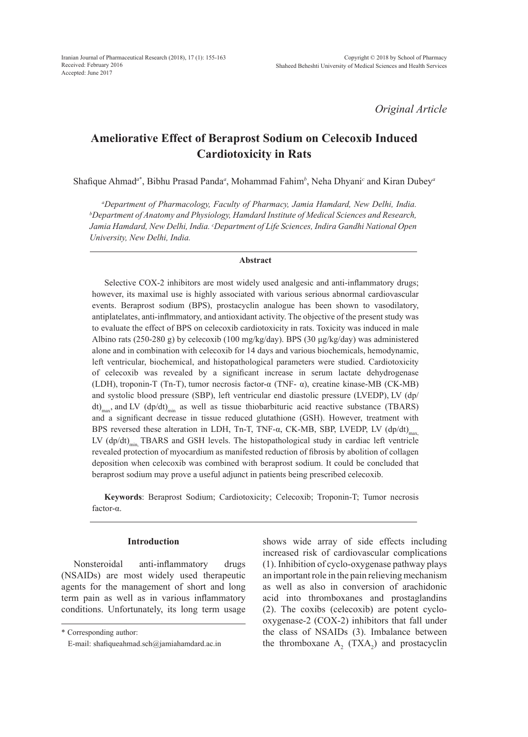*Original Article*

# Ameliorative Effect of Beraprost Sodium on Celecoxib Induced Cardiotoxicity in Rats

Shafique Ahmad[a*], Bibhu Prasad Panda[a], Mohammad Fahim[b], Neha Dhyani[c] and Kiran Dubey[a]

[a]*Department of Pharmacology, Faculty of Pharmacy, Jamia Hamdard, New Delhi, India.* [b]*Department of Anatomy and Physiology, Hamdard Institute of Medical Sciences and Research, Jamia Hamdard, New Delhi, India.* [c]*Department of Life Sciences, Indira Gandhi National Open University, New Delhi, India.*

## Abstract

Selective COX-2 inhibitors are most widely used analgesic and anti-inflammatory drugs; however, its maximal use is highly associated with various serious abnormal cardiovascular events. Beraprost sodium (BPS), prostacyclin analogue has been shown to vasodilatory, antiplatelets, anti-inflmmatory, and antioxidant activity. The objective of the present study was to evaluate the effect of BPS on celecoxib cardiotoxicity in rats. Toxicity was induced in male Albino rats (250-280 g) by celecoxib (100 mg/kg/day). BPS (30 µg/kg/day) was administered alone and in combination with celecoxib for 14 days and various biochemicals, hemodynamic, left ventricular, biochemical, and histopathological parameters were studied. Cardiotoxicity of celecoxib was revealed by a significant increase in serum lactate dehydrogenase (LDH), troponin-T (Tn-T), tumor necrosis factor-α (TNF- α), creatine kinase-MB (CK-MB) and systolic blood pressure (SBP), left ventricular end diastolic pressure (LVEDP), LV $(dp/dt)_{max}$, and LV $(dp/dt)_{min}$ as well as tissue thiobarbituric acid reactive substance (TBARS) and a significant decrease in tissue reduced glutathione (GSH). However, treatment with BPS reversed these alteration in LDH, Tn-T, TNF-α, CK-MB, SBP, LVEDP, LV $(dp/dt)_{max,}$ LV $(dp/dt)_{min,}$ TBARS and GSH levels. The histopathological study in cardiac left ventricle revealed protection of myocardium as manifested reduction of fibrosis by abolition of collagen deposition when celecoxib was combined with beraprost sodium. It could be concluded that beraprost sodium may prove a useful adjunct in patients being prescribed celecoxib.

**Keywords**: Beraprost Sodium; Cardiotoxicity; Celecoxib; Troponin-T; Tumor necrosis factor-α.

## Introduction

Nonsteroidal anti-inflammatory drugs (NSAIDs) are most widely used therapeutic agents for the management of short and long term pain as well as in various inflammatory conditions. Unfortunately, its long term usage shows wide array of side effects including increased risk of cardiovascular complications (1). Inhibition of cyclo-oxygenase pathway plays an important role in the pain relieving mechanism as well as also in conversion of arachidonic acid into thromboxanes and prostaglandins (2). The coxibs (celecoxib) are potent cyclo-oxygenase-2 (COX-2) inhibitors that fall under the class of NSAIDs (3). Imbalance between the thromboxane $A_2$ ($TXA_2$) and prostacyclin

\* Corresponding author:

E-mail: shafiqueahmad.sch@jamiahamdard.ac.in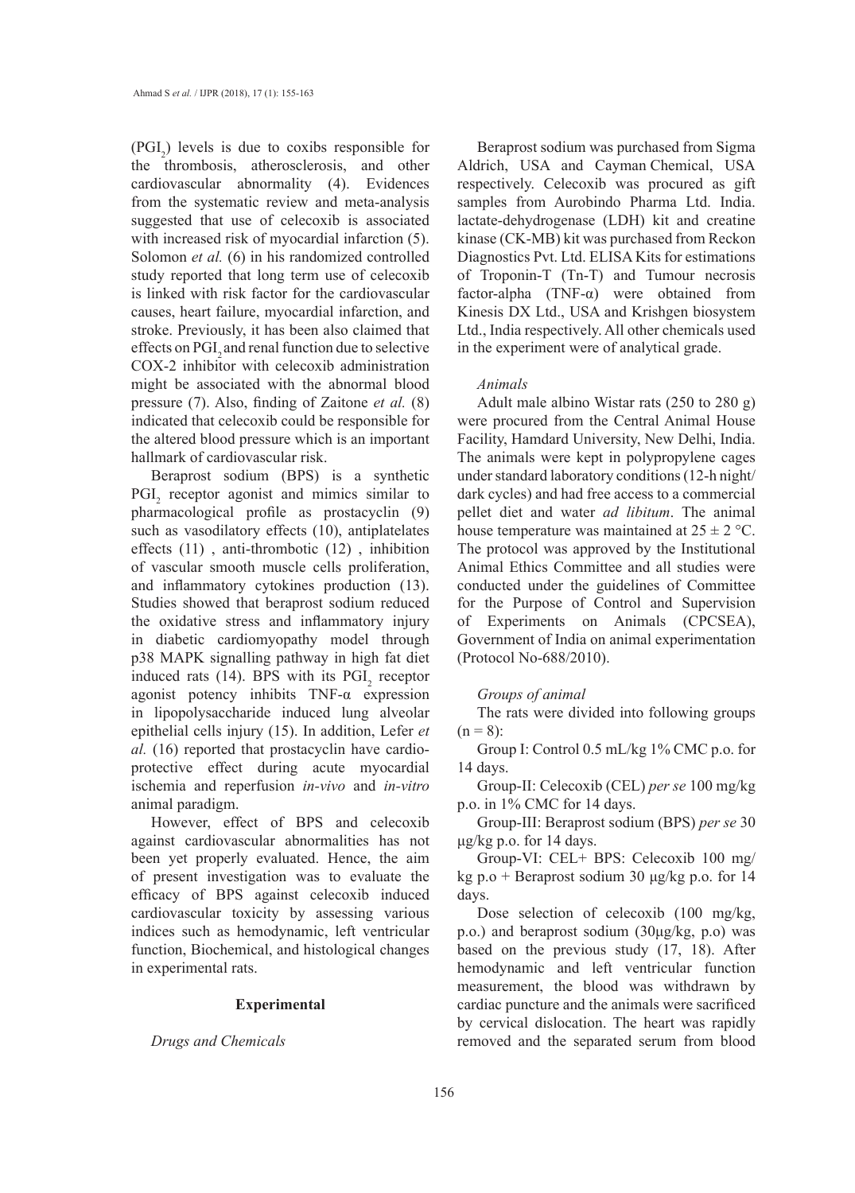($PGI_2$) levels is due to coxibs responsible for the thrombosis, atherosclerosis, and other cardiovascular abnormality (4). Evidences from the systematic review and meta-analysis suggested that use of celecoxib is associated with increased risk of myocardial infarction (5). Solomon *et al.* (6) in his randomized controlled study reported that long term use of celecoxib is linked with risk factor for the cardiovascular causes, heart failure, myocardial infarction, and stroke. Previously, it has been also claimed that effects on $PGI_2$ and renal function due to selective COX-2 inhibitor with celecoxib administration might be associated with the abnormal blood pressure (7). Also, finding of Zaitone *et al.* (8) indicated that celecoxib could be responsible for the altered blood pressure which is an important hallmark of cardiovascular risk.

Beraprost sodium (BPS) is a synthetic $PGI_2$ receptor agonist and mimics similar to pharmacological profile as prostacyclin (9) such as vasodilatory effects (10), antiplatelates effects (11) , anti-thrombotic (12) , inhibition of vascular smooth muscle cells proliferation, and inflammatory cytokines production (13). Studies showed that beraprost sodium reduced the oxidative stress and inflammatory injury in diabetic cardiomyopathy model through p38 MAPK signalling pathway in high fat diet induced rats (14). BPS with its $PGI_2$ receptor agonist potency inhibits TNF-α expression in lipopolysaccharide induced lung alveolar epithelial cells injury (15). In addition, Lefer *et al.* (16) reported that prostacyclin have cardio-protective effect during acute myocardial ischemia and reperfusion *in-vivo* and *in-vitro* animal paradigm.

However, effect of BPS and celecoxib against cardiovascular abnormalities has not been yet properly evaluated. Hence, the aim of present investigation was to evaluate the efficacy of BPS against celecoxib induced cardiovascular toxicity by assessing various indices such as hemodynamic, left ventricular function, Biochemical, and histological changes in experimental rats.

## Experimental

*Drugs and Chemicals*

Beraprost sodium was purchased from Sigma Aldrich, USA and Cayman Chemical, USA respectively. Celecoxib was procured as gift samples from Aurobindo Pharma Ltd. India. lactate-dehydrogenase (LDH) kit and creatine kinase (CK-MB) kit was purchased from Reckon Diagnostics Pvt. Ltd. ELISA Kits for estimations of Troponin-T (Tn-T) and Tumour necrosis factor-alpha (TNF-α) were obtained from Kinesis DX Ltd., USA and Krishgen biosystem Ltd., India respectively. All other chemicals used in the experiment were of analytical grade.

*Animals*

Adult male albino Wistar rats (250 to 280 g) were procured from the Central Animal House Facility, Hamdard University, New Delhi, India. The animals were kept in polypropylene cages under standard laboratory conditions (12-h night/dark cycles) and had free access to a commercial pellet diet and water *ad libitum*. The animal house temperature was maintained at 25 ± 2 °C. The protocol was approved by the Institutional Animal Ethics Committee and all studies were conducted under the guidelines of Committee for the Purpose of Control and Supervision of Experiments on Animals (CPCSEA), Government of India on animal experimentation (Protocol No-688/2010).

*Groups of animal*

The rats were divided into following groups (n = 8):

Group I: Control 0.5 mL/kg 1% CMC p.o. for 14 days.

Group-II: Celecoxib (CEL) *per se* 100 mg/kg p.o. in 1% CMC for 14 days.

Group-III: Beraprost sodium (BPS) *per se* 30 µg/kg p.o. for 14 days.

Group-VI: CEL+ BPS: Celecoxib 100 mg/kg p.o + Beraprost sodium 30 µg/kg p.o. for 14 days.

Dose selection of celecoxib (100 mg/kg, p.o.) and beraprost sodium (30µg/kg, p.o) was based on the previous study (17, 18). After hemodynamic and left ventricular function measurement, the blood was withdrawn by cardiac puncture and the animals were sacrificed by cervical dislocation. The heart was rapidly removed and the separated serum from blood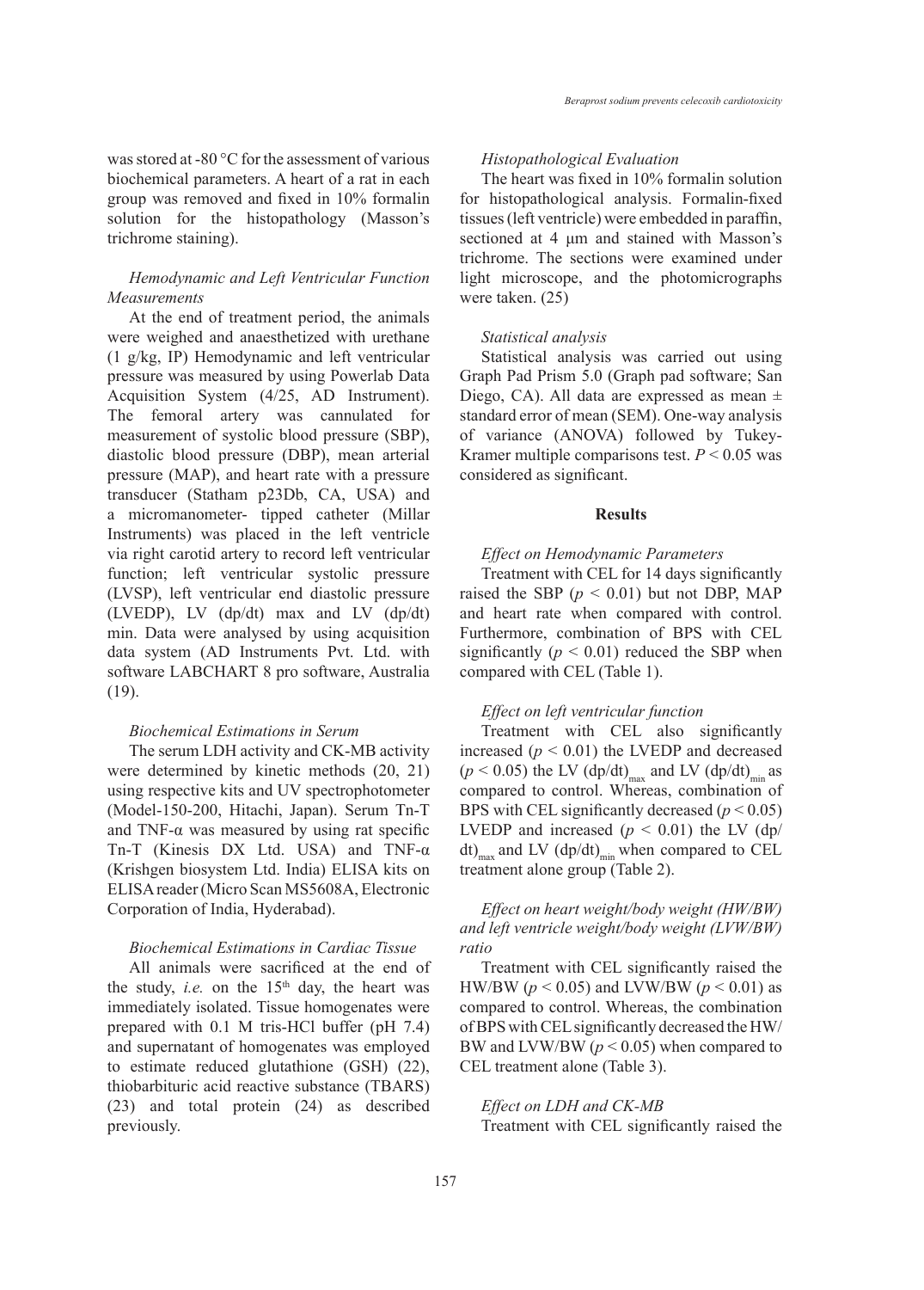was stored at -80 °C for the assessment of various biochemical parameters. A heart of a rat in each group was removed and fixed in 10% formalin solution for the histopathology (Masson's trichrome staining).

### *Hemodynamic and Left Ventricular Function Measurements*

At the end of treatment period, the animals were weighed and anaesthetized with urethane (1 g/kg, IP) Hemodynamic and left ventricular pressure was measured by using Powerlab Data Acquisition System (4/25, AD Instrument). The femoral artery was cannulated for measurement of systolic blood pressure (SBP), diastolic blood pressure (DBP), mean arterial pressure (MAP), and heart rate with a pressure transducer (Statham p23Db, CA, USA) and a micromanometer- tipped catheter (Millar Instruments) was placed in the left ventricle via right carotid artery to record left ventricular function; left ventricular systolic pressure (LVSP), left ventricular end diastolic pressure (LVEDP), LV (dp/dt) max and LV (dp/dt) min. Data were analysed by using acquisition data system (AD Instruments Pvt. Ltd. with software LABCHART 8 pro software, Australia (19).

### *Biochemical Estimations in Serum*

The serum LDH activity and CK-MB activity were determined by kinetic methods (20, 21) using respective kits and UV spectrophotometer (Model-150-200, Hitachi, Japan). Serum Tn-T and TNF-α was measured by using rat specific Tn-T (Kinesis DX Ltd. USA) and TNF-α (Krishgen biosystem Ltd. India) ELISA kits on ELISA reader (Micro Scan MS5608A, Electronic Corporation of India, Hyderabad).

### *Biochemical Estimations in Cardiac Tissue*

All animals were sacrificed at the end of the study, *i.e.* on the 15th day, the heart was immediately isolated. Tissue homogenates were prepared with 0.1 M tris-HCl buffer (pH 7.4) and supernatant of homogenates was employed to estimate reduced glutathione (GSH) (22), thiobarbituric acid reactive substance (TBARS) (23) and total protein (24) as described previously.

### *Histopathological Evaluation*

The heart was fixed in 10% formalin solution for histopathological analysis. Formalin-fixed tissues (left ventricle) were embedded in paraffin, sectioned at 4 μm and stained with Masson's trichrome. The sections were examined under light microscope, and the photomicrographs were taken. (25)

### *Statistical analysis*

Statistical analysis was carried out using Graph Pad Prism 5.0 (Graph pad software; San Diego, CA). All data are expressed as mean ± standard error of mean (SEM). One-way analysis of variance (ANOVA) followed by Tukey-Kramer multiple comparisons test. $P < 0.05$ was considered as significant.

## Results

### *Effect on Hemodynamic Parameters*

Treatment with CEL for 14 days significantly raised the SBP ($p < 0.01$) but not DBP, MAP and heart rate when compared with control. Furthermore, combination of BPS with CEL significantly ($p < 0.01$) reduced the SBP when compared with CEL (Table 1).

### *Effect on left ventricular function*

Treatment with CEL also significantly increased ($p < 0.01$) the LVEDP and decreased ($p < 0.05$) the LV $(dp/dt)_{max}$ and LV $(dp/dt)_{min}$ as compared to control. Whereas, combination of BPS with CEL significantly decreased ($p < 0.05$) LVEDP and increased ($p < 0.01$) the LV $(dp/dt)_{max}$ and LV $(dp/dt)_{min}$ when compared to CEL treatment alone group (Table 2).

### *Effect on heart weight/body weight (HW/BW) and left ventricle weight/body weight (LVW/BW) ratio*

Treatment with CEL significantly raised the HW/BW ($p < 0.05$) and LVW/BW ($p < 0.01$) as compared to control. Whereas, the combination of BPS with CEL significantly decreased the HW/BW and LVW/BW ($p < 0.05$) when compared to CEL treatment alone (Table 3).

### *Effect on LDH and CK-MB*

Treatment with CEL significantly raised the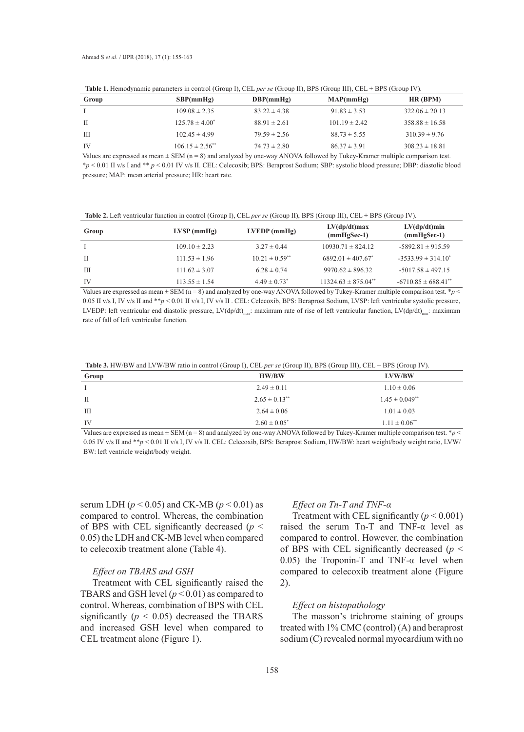**Table 1.** Hemodynamic parameters in control (Group I), CEL *per se* (Group II), BPS (Group III), CEL + BPS (Group IV).

| Group | SBP(mmHg) | DBP(mmHg) | MAP(mmHg) | HR (BPM) |
|---|---|---|---|---|
| I | 109.08 ± 2.35 | 83.22 ± 4.38 | 91.83 ± 3.53 | 322.06 ± 20.13 |
| II | 125.78 ± 4.00* | 88.91 ± 2.61 | 101.19 ± 2.42 | 358.88 ± 16.58 |
| III | 102.45 ± 4.99 | 79.59 ± 2.56 | 88.73 ± 5.55 | 310.39 ± 9.76 |
| IV | 106.15 ± 2.56** | 74.73 ± 2.80 | 86.37 ± 3.91 | 308.23 ± 18.81 |

Values are expressed as mean ± SEM (n = 8) and analyzed by one-way ANOVA followed by Tukey-Kramer multiple comparison test. *$p < 0.01$ II v/s I and ** $p < 0.01$ IV v/s II. CEL: Celecoxib; BPS: Beraprost Sodium; SBP: systolic blood pressure; DBP: diastolic blood pressure; MAP: mean arterial pressure; HR: heart rate.

**Table 2.** Left ventricular function in control (Group I), CEL *per se* (Group II), BPS (Group III), CEL + BPS (Group IV).

| Group | LVSP (mmHg) | LVEDP (mmHg) | LV(dp/dt)max (mmHgSec-1) | LV(dp/dt)min (mmHgSec-1) |
|---|---|---|---|---|
| I | 109.10 ± 2.23 | 3.27 ± 0.44 | 10930.71 ± 824.12 | -5892.81 ± 915.59 |
| II | 111.53 ± 1.96 | 10.21 ± 0.59** | 6892.01 ± 407.67* | -3533.99 ± 314.10* |
| III | 111.62 ± 3.07 | 6.28 ± 0.74 | 9970.62 ± 896.32 | -5017.58 ± 497.15 |
| IV | 113.55 ± 1.54 | 4.49 ± 0.73* | 11324.63 ± 875.04** | -6710.85 ± 688.41** |

Values are expressed as mean ± SEM (n = 8) and analyzed by one-way ANOVA followed by Tukey-Kramer multiple comparison test. *$p < 0.05$ II v/s I, IV v/s II and **$p < 0.01$ II v/s I, IV v/s II . CEL: Celecoxib, BPS: Beraprost Sodium, LVSP: left ventricular systolic pressure, LVEDP: left ventricular end diastolic pressure, $LV(dp/dt)_{max}$: maximum rate of rise of left ventricular function, $LV(dp/dt)_{min}$: maximum rate of fall of left ventricular function.

**Table 3.** HW/BW and LVW/BW ratio in control (Group I), CEL *per se* (Group II), BPS (Group III), CEL + BPS (Group IV).

| Group | HW/BW | LVW/BW |
|---|---|---|
| I | 2.49 ± 0.11 | 1.10 ± 0.06 |
| II | 2.65 ± 0.13** | 1.45 ± 0.049** |
| III | 2.64 ± 0.06 | 1.01 ± 0.03 |
| IV | 2.60 ± 0.05* | 1.11 ± 0.06** |

Values are expressed as mean ± SEM (n = 8) and analyzed by one-way ANOVA followed by Tukey-Kramer multiple comparison test. *$p < 0.05$ IV v/s II and **$p < 0.01$ II v/s I, IV v/s II. CEL: Celecoxib, BPS: Beraprost Sodium, HW/BW: heart weight/body weight ratio, LVW/BW: left ventricle weight/body weight.

serum LDH ($p < 0.05$) and CK-MB ($p < 0.01$) as compared to control. Whereas, the combination of BPS with CEL significantly decreased ($p < 0.05$) the LDH and CK-MB level when compared to celecoxib treatment alone (Table 4).

*Effect on TBARS and GSH*

Treatment with CEL significantly raised the TBARS and GSH level ($p < 0.01$) as compared to control. Whereas, combination of BPS with CEL significantly ($p < 0.05$) decreased the TBARS and increased GSH level when compared to CEL treatment alone (Figure 1).

*Effect on Tn-T and TNF-α*

Treatment with CEL significantly ($p < 0.001$) raised the serum Tn-T and TNF-α level as compared to control. However, the combination of BPS with CEL significantly decreased ($p < 0.05$) the Troponin-T and TNF-α level when compared to celecoxib treatment alone (Figure 2).

*Effect on histopathology*

The masson's trichrome staining of groups treated with 1% CMC (control) (A) and beraprost sodium (C) revealed normal myocardium with no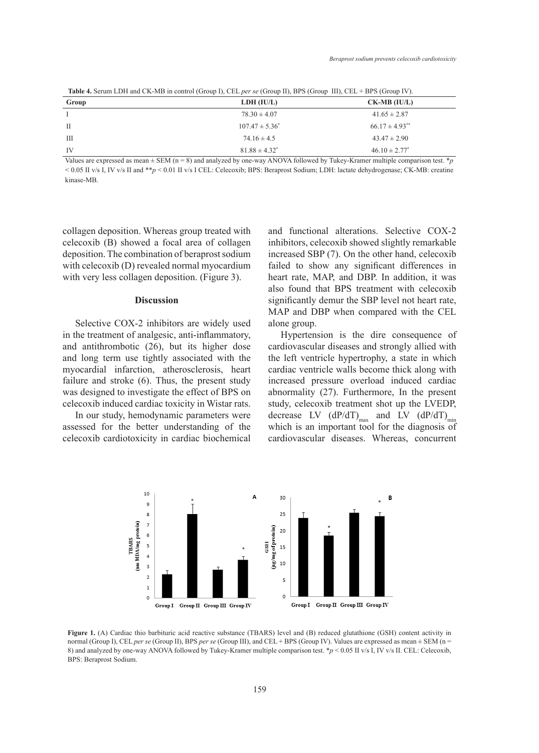**Table 4.** Serum LDH and CK-MB in control (Group I), CEL *per se* (Group II), BPS (Group III), CEL + BPS (Group IV).

| Group | LDH (IU/L) | CK-MB (IU/L) |
|---|---|---|
| I | 78.30 ± 4.07 | 41.65 ± 2.87 |
| II | 107.47 ± 5.36* | 66.17 ± 4.93** |
| III | 74.16 ± 4.5 | 43.47 ± 2.90 |
| IV | 81.88 ± 4.32* | 46.10 ± 2.77* |

Values are expressed as mean ± SEM (n = 8) and analyzed by one-way ANOVA followed by Tukey-Kramer multiple comparison test. *$p < 0.05$ II v/s I, IV v/s II and **$p < 0.01$ II v/s I CEL: Celecoxib; BPS: Beraprost Sodium; LDH: lactate dehydrogenase; CK-MB: creatine kinase-MB.

collagen deposition. Whereas group treated with celecoxib (B) showed a focal area of collagen deposition. The combination of beraprost sodium with celecoxib (D) revealed normal myocardium with very less collagen deposition. (Figure 3).

## Discussion

Selective COX-2 inhibitors are widely used in the treatment of analgesic, anti-inflammatory, and antithrombotic (26), but its higher dose and long term use tightly associated with the myocardial infarction, atherosclerosis, heart failure and stroke (6). Thus, the present study was designed to investigate the effect of BPS on celecoxib induced cardiac toxicity in Wistar rats.

In our study, hemodynamic parameters were assessed for the better understanding of the celecoxib cardiotoxicity in cardiac biochemical and functional alterations. Selective COX-2 inhibitors, celecoxib showed slightly remarkable increased SBP (7). On the other hand, celecoxib failed to show any significant differences in heart rate, MAP, and DBP. In addition, it was also found that BPS treatment with celecoxib significantly demur the SBP level not heart rate, MAP and DBP when compared with the CEL alone group.

Hypertension is the dire consequence of cardiovascular diseases and strongly allied with the left ventricle hypertrophy, a state in which cardiac ventricle walls become thick along with increased pressure overload induced cardiac abnormality (27). Furthermore, In the present study, celecoxib treatment shot up the LVEDP, decrease LV $(dP/dT)_{max}$ and LV $(dP/dT)_{min}$ which is an important tool for the diagnosis of cardiovascular diseases. Whereas, concurrent

**Figure 1.** (A) Cardiac thio barbituric acid reactive substance (TBARS) level and (B) reduced glutathione (GSH) content activity in normal (Group I), CEL *per se* (Group II), BPS *per se* (Group III), and CEL + BPS (Group IV). Values are expressed as mean ± SEM (n = 8) and analyzed by one-way ANOVA followed by Tukey-Kramer multiple comparison test. *$p < 0.05$ II v/s I, IV v/s II. CEL: Celecoxib, BPS: Beraprost Sodium.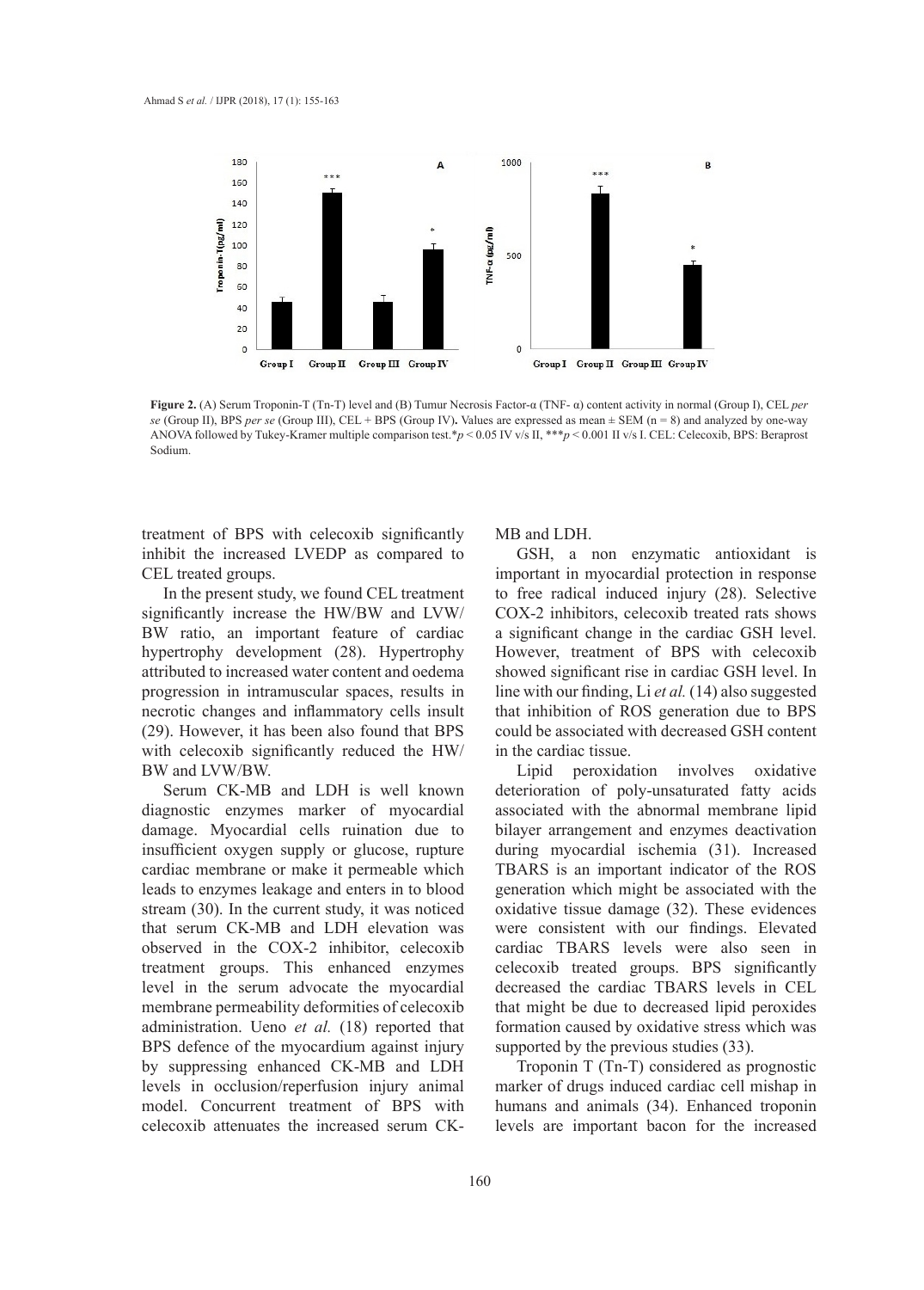**Figure 2.** (A) Serum Troponin-T (Tn-T) level and (B) Tumur Necrosis Factor-α (TNF- α) content activity in normal (Group I), CEL *per se* (Group II), BPS *per se* (Group III), CEL + BPS (Group IV)**.** Values are expressed as mean ± SEM (n = 8) and analyzed by one-way ANOVA followed by Tukey-Kramer multiple comparison test.\*$p < 0.05$ IV v/s II, \*\*\*$p < 0.001$ II v/s I. CEL: Celecoxib, BPS: Beraprost Sodium.

treatment of BPS with celecoxib significantly inhibit the increased LVEDP as compared to CEL treated groups.

In the present study, we found CEL treatment significantly increase the HW/BW and LVW/BW ratio, an important feature of cardiac hypertrophy development (28). Hypertrophy attributed to increased water content and oedema progression in intramuscular spaces, results in necrotic changes and inflammatory cells insult (29). However, it has been also found that BPS with celecoxib significantly reduced the HW/BW and LVW/BW.

Serum CK-MB and LDH is well known diagnostic enzymes marker of myocardial damage. Myocardial cells ruination due to insufficient oxygen supply or glucose, rupture cardiac membrane or make it permeable which leads to enzymes leakage and enters in to blood stream (30). In the current study, it was noticed that serum CK-MB and LDH elevation was observed in the COX-2 inhibitor, celecoxib treatment groups. This enhanced enzymes level in the serum advocate the myocardial membrane permeability deformities of celecoxib administration. Ueno *et al.* (18) reported that BPS defence of the myocardium against injury by suppressing enhanced CK-MB and LDH levels in occlusion/reperfusion injury animal model. Concurrent treatment of BPS with celecoxib attenuates the increased serum CK-MB and LDH.

GSH, a non enzymatic antioxidant is important in myocardial protection in response to free radical induced injury (28). Selective COX-2 inhibitors, celecoxib treated rats shows a significant change in the cardiac GSH level. However, treatment of BPS with celecoxib showed significant rise in cardiac GSH level. In line with our finding, Li *et al.* (14) also suggested that inhibition of ROS generation due to BPS could be associated with decreased GSH content in the cardiac tissue.

Lipid peroxidation involves oxidative deterioration of poly-unsaturated fatty acids associated with the abnormal membrane lipid bilayer arrangement and enzymes deactivation during myocardial ischemia (31). Increased TBARS is an important indicator of the ROS generation which might be associated with the oxidative tissue damage (32). These evidences were consistent with our findings. Elevated cardiac TBARS levels were also seen in celecoxib treated groups. BPS significantly decreased the cardiac TBARS levels in CEL that might be due to decreased lipid peroxides formation caused by oxidative stress which was supported by the previous studies (33).

Troponin T (Tn-T) considered as prognostic marker of drugs induced cardiac cell mishap in humans and animals (34). Enhanced troponin levels are important bacon for the increased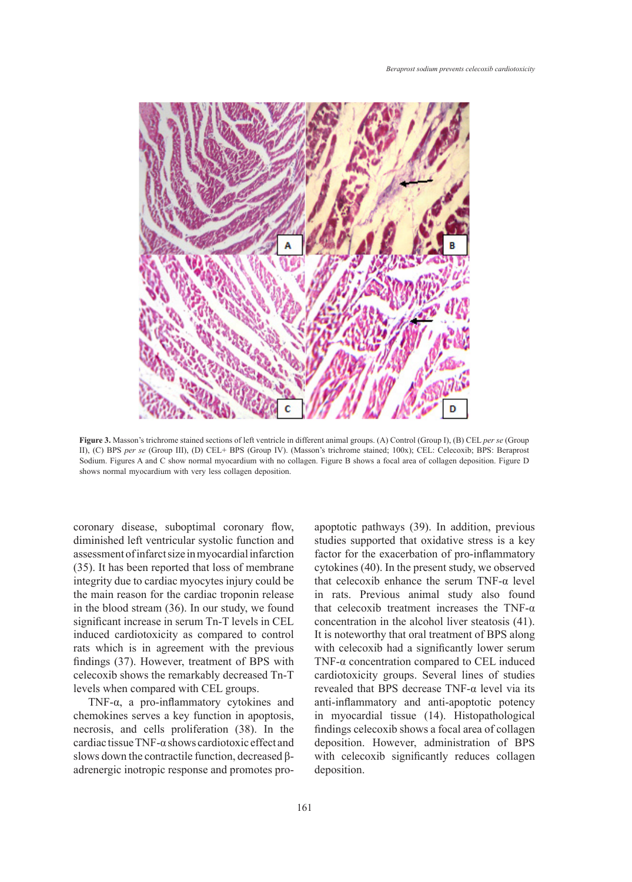**Figure 3.** Masson's trichrome stained sections of left ventricle in different animal groups. (A) Control (Group I), (B) CEL *per se* (Group II), (C) BPS *per se* (Group III), (D) CEL+ BPS (Group IV). (Masson's trichrome stained; 100x); CEL: Celecoxib; BPS: Beraprost Sodium. Figures A and C show normal myocardium with no collagen. Figure B shows a focal area of collagen deposition. Figure D shows normal myocardium with very less collagen deposition.

coronary disease, suboptimal coronary flow, diminished left ventricular systolic function and assessment of infarct size in myocardial infarction (35). It has been reported that loss of membrane integrity due to cardiac myocytes injury could be the main reason for the cardiac troponin release in the blood stream (36). In our study, we found significant increase in serum Tn-T levels in CEL induced cardiotoxicity as compared to control rats which is in agreement with the previous findings (37). However, treatment of BPS with celecoxib shows the remarkably decreased Tn-T levels when compared with CEL groups.

TNF-α, a pro-inflammatory cytokines and chemokines serves a key function in apoptosis, necrosis, and cells proliferation (38). In the cardiac tissue TNF-α shows cardiotoxic effect and slows down the contractile function, decreased β-adrenergic inotropic response and promotes pro-apoptotic pathways (39). In addition, previous studies supported that oxidative stress is a key factor for the exacerbation of pro-inflammatory cytokines (40). In the present study, we observed that celecoxib enhance the serum TNF-α level in rats. Previous animal study also found that celecoxib treatment increases the TNF-α concentration in the alcohol liver steatosis (41). It is noteworthy that oral treatment of BPS along with celecoxib had a significantly lower serum TNF-α concentration compared to CEL induced cardiotoxicity groups. Several lines of studies revealed that BPS decrease TNF-α level via its anti-inflammatory and anti-apoptotic potency in myocardial tissue (14). Histopathological findings celecoxib shows a focal area of collagen deposition. However, administration of BPS with celecoxib significantly reduces collagen deposition.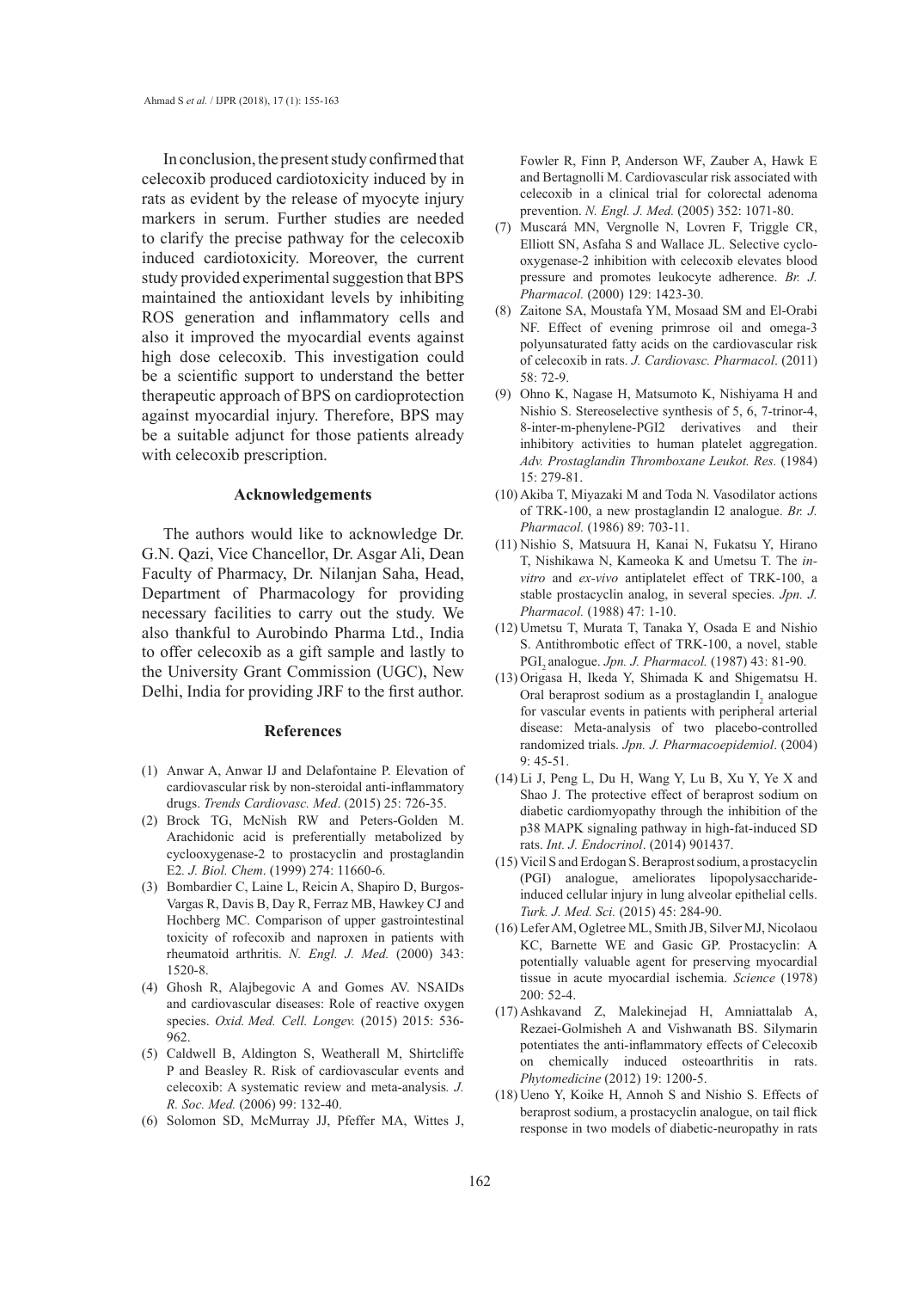In conclusion, the present study confirmed that celecoxib produced cardiotoxicity induced by in rats as evident by the release of myocyte injury markers in serum. Further studies are needed to clarify the precise pathway for the celecoxib induced cardiotoxicity. Moreover, the current study provided experimental suggestion that BPS maintained the antioxidant levels by inhibiting ROS generation and inflammatory cells and also it improved the myocardial events against high dose celecoxib. This investigation could be a scientific support to understand the better therapeutic approach of BPS on cardioprotection against myocardial injury. Therefore, BPS may be a suitable adjunct for those patients already with celecoxib prescription.

## Acknowledgements

The authors would like to acknowledge Dr. G.N. Qazi, Vice Chancellor, Dr. Asgar Ali, Dean Faculty of Pharmacy, Dr. Nilanjan Saha, Head, Department of Pharmacology for providing necessary facilities to carry out the study. We also thankful to Aurobindo Pharma Ltd., India to offer celecoxib as a gift sample and lastly to the University Grant Commission (UGC), New Delhi, India for providing JRF to the first author.

## References

(1) Anwar A, Anwar IJ and Delafontaine P. Elevation of cardiovascular risk by non-steroidal anti-inflammatory drugs. *Trends Cardiovasc. Med*. (2015) 25: 726-35.

(2) Brock TG, McNish RW and Peters-Golden M. Arachidonic acid is preferentially metabolized by cyclooxygenase-2 to prostacyclin and prostaglandin E2. *J. Biol. Chem*. (1999) 274: 11660-6.

(3) Bombardier C, Laine L, Reicin A, Shapiro D, Burgos-Vargas R, Davis B, Day R, Ferraz MB, Hawkey CJ and Hochberg MC. Comparison of upper gastrointestinal toxicity of rofecoxib and naproxen in patients with rheumatoid arthritis. *N. Engl. J. Med.* (2000) 343: 1520-8.

(4) Ghosh R, Alajbegovic A and Gomes AV. NSAIDs and cardiovascular diseases: Role of reactive oxygen species. *Oxid. Med. Cell. Longev.* (2015) 2015: 536-962.

(5) Caldwell B, Aldington S, Weatherall M, Shirtcliffe P and Beasley R. Risk of cardiovascular events and celecoxib: A systematic review and meta-analysis. *J. R. Soc. Med.* (2006) 99: 132-40.

(6) Solomon SD, McMurray JJ, Pfeffer MA, Wittes J, Fowler R, Finn P, Anderson WF, Zauber A, Hawk E and Bertagnolli M. Cardiovascular risk associated with celecoxib in a clinical trial for colorectal adenoma prevention. *N. Engl. J. Med.* (2005) 352: 1071-80.

(7) Muscará MN, Vergnolle N, Lovren F, Triggle CR, Elliott SN, Asfaha S and Wallace JL. Selective cyclo-oxygenase-2 inhibition with celecoxib elevates blood pressure and promotes leukocyte adherence. *Br. J. Pharmacol.* (2000) 129: 1423-30.

(8) Zaitone SA, Moustafa YM, Mosaad SM and El-Orabi NF. Effect of evening primrose oil and omega-3 polyunsaturated fatty acids on the cardiovascular risk of celecoxib in rats. *J. Cardiovasc. Pharmacol*. (2011) 58: 72-9.

(9) Ohno K, Nagase H, Matsumoto K, Nishiyama H and Nishio S. Stereoselective synthesis of 5, 6, 7-trinor-4, 8-inter-m-phenylene-PGI2 derivatives and their inhibitory activities to human platelet aggregation. *Adv. Prostaglandin Thromboxane Leukot. Res.* (1984) 15: 279-81.

(10) Akiba T, Miyazaki M and Toda N. Vasodilator actions of TRK-100, a new prostaglandin I2 analogue. *Br. J. Pharmacol.* (1986) 89: 703-11.

(11) Nishio S, Matsuura H, Kanai N, Fukatsu Y, Hirano T, Nishikawa N, Kameoka K and Umetsu T. The *in-vitro* and *ex-vivo* antiplatelet effect of TRK-100, a stable prostacyclin analog, in several species. *Jpn. J. Pharmacol.* (1988) 47: 1-10.

(12) Umetsu T, Murata T, Tanaka Y, Osada E and Nishio S. Antithrombotic effect of TRK-100, a novel, stable $PGI_2$ analogue. *Jpn. J. Pharmacol.* (1987) 43: 81-90.

(13) Origasa H, Ikeda Y, Shimada K and Shigematsu H. Oral beraprost sodium as a prostaglandin $I_2$ analogue for vascular events in patients with peripheral arterial disease: Meta-analysis of two placebo-controlled randomized trials. *Jpn. J. Pharmacoepidemiol*. (2004) 9: 45-51.

(14) Li J, Peng L, Du H, Wang Y, Lu B, Xu Y, Ye X and Shao J. The protective effect of beraprost sodium on diabetic cardiomyopathy through the inhibition of the p38 MAPK signaling pathway in high-fat-induced SD rats. *Int. J. Endocrinol*. (2014) 901437.

(15) Vicil S and Erdogan S. Beraprost sodium, a prostacyclin (PGI) analogue, ameliorates lipopolysaccharide-induced cellular injury in lung alveolar epithelial cells. *Turk. J. Med. Sci.* (2015) 45: 284-90.

(16) Lefer AM, Ogletree ML, Smith JB, Silver MJ, Nicolaou KC, Barnette WE and Gasic GP. Prostacyclin: A potentially valuable agent for preserving myocardial tissue in acute myocardial ischemia. *Science* (1978) 200: 52-4.

(17) Ashkavand Z, Malekinejad H, Amniattalab A, Rezaei-Golmisheh A and Vishwanath BS. Silymarin potentiates the anti-inflammatory effects of Celecoxib on chemically induced osteoarthritis in rats. *Phytomedicine* (2012) 19: 1200-5.

(18) Ueno Y, Koike H, Annoh S and Nishio S. Effects of beraprost sodium, a prostacyclin analogue, on tail flick response in two models of diabetic-neuropathy in rats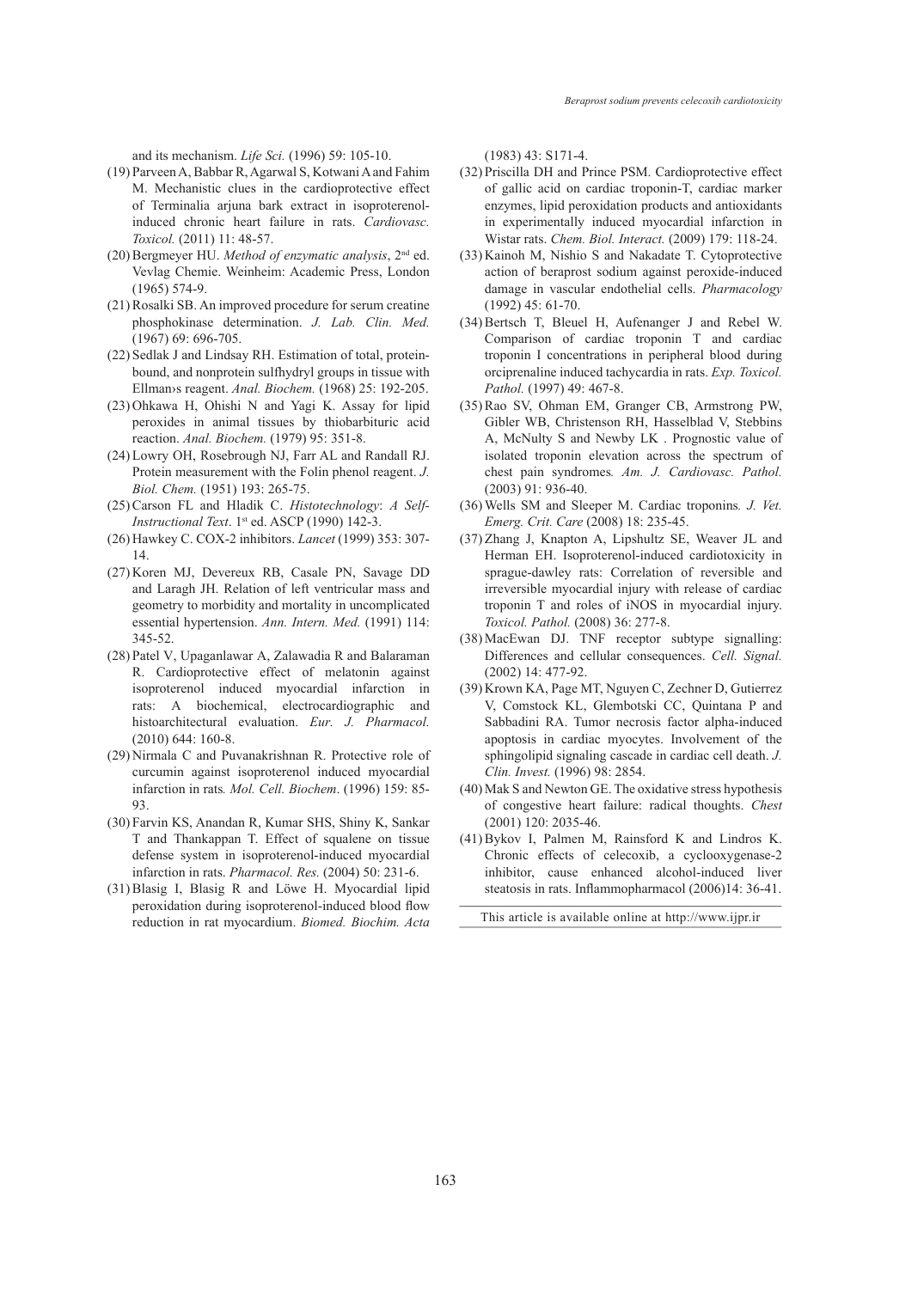and its mechanism. *Life Sci.* (1996) 59: 105-10.

(19) Parveen A, Babbar R, Agarwal S, Kotwani A and Fahim M. Mechanistic clues in the cardioprotective effect of Terminalia arjuna bark extract in isoproterenol-induced chronic heart failure in rats. *Cardiovasc. Toxicol.* (2011) 11: 48-57.

(20) Bergmeyer HU. *Method of enzymatic analysis*, 2nd ed. Vevlag Chemie. Weinheim: Academic Press, London (1965) 574-9.

(21) Rosalki SB. An improved procedure for serum creatine phosphokinase determination. *J. Lab. Clin. Med.* (1967) 69: 696-705.

(22) Sedlak J and Lindsay RH. Estimation of total, protein-bound, and nonprotein sulfhydryl groups in tissue with Ellman›s reagent. *Anal. Biochem.* (1968) 25: 192-205.

(23) Ohkawa H, Ohishi N and Yagi K. Assay for lipid peroxides in animal tissues by thiobarbituric acid reaction. *Anal. Biochem.* (1979) 95: 351-8.

(24) Lowry OH, Rosebrough NJ, Farr AL and Randall RJ. Protein measurement with the Folin phenol reagent. *J. Biol. Chem.* (1951) 193: 265-75.

(25) Carson FL and Hladik C. *Histotechnology*: *A Self-Instructional Text*. 1st ed. ASCP (1990) 142-3.

(26) Hawkey C. COX-2 inhibitors. *Lancet* (1999) 353: 307-14.

(27) Koren MJ, Devereux RB, Casale PN, Savage DD and Laragh JH. Relation of left ventricular mass and geometry to morbidity and mortality in uncomplicated essential hypertension. *Ann. Intern. Med.* (1991) 114: 345-52.

(28) Patel V, Upaganlawar A, Zalawadia R and Balaraman R. Cardioprotective effect of melatonin against isoproterenol induced myocardial infarction in rats: A biochemical, electrocardiographic and histoarchitectural evaluation. *Eur. J. Pharmacol.* (2010) 644: 160-8.

(29) Nirmala C and Puvanakrishnan R. Protective role of curcumin against isoproterenol induced myocardial infarction in rats*. Mol. Cell. Biochem*. (1996) 159: 85-93.

(30) Farvin KS, Anandan R, Kumar SHS, Shiny K, Sankar T and Thankappan T. Effect of squalene on tissue defense system in isoproterenol-induced myocardial infarction in rats. *Pharmacol. Res.* (2004) 50: 231-6.

(31) Blasig I, Blasig R and Löwe H. Myocardial lipid peroxidation during isoproterenol-induced blood flow reduction in rat myocardium. *Biomed. Biochim. Acta* (1983) 43: S171-4.

(32) Priscilla DH and Prince PSM. Cardioprotective effect of gallic acid on cardiac troponin-T, cardiac marker enzymes, lipid peroxidation products and antioxidants in experimentally induced myocardial infarction in Wistar rats. *Chem. Biol. Interact.* (2009) 179: 118-24.

(33) Kainoh M, Nishio S and Nakadate T. Cytoprotective action of beraprost sodium against peroxide-induced damage in vascular endothelial cells. *Pharmacology* (1992) 45: 61-70.

(34) Bertsch T, Bleuel H, Aufenanger J and Rebel W. Comparison of cardiac troponin T and cardiac troponin I concentrations in peripheral blood during orciprenaline induced tachycardia in rats. *Exp. Toxicol. Pathol.* (1997) 49: 467-8.

(35) Rao SV, Ohman EM, Granger CB, Armstrong PW, Gibler WB, Christenson RH, Hasselblad V, Stebbins A, McNulty S and Newby LK . Prognostic value of isolated troponin elevation across the spectrum of chest pain syndromes*. Am. J. Cardiovasc. Pathol.* (2003) 91: 936-40.

(36) Wells SM and Sleeper M. Cardiac troponins*. J. Vet. Emerg. Crit. Care* (2008) 18: 235-45.

(37) Zhang J, Knapton A, Lipshultz SE, Weaver JL and Herman EH. Isoproterenol-induced cardiotoxicity in sprague-dawley rats: Correlation of reversible and irreversible myocardial injury with release of cardiac troponin T and roles of iNOS in myocardial injury. *Toxicol. Pathol.* (2008) 36: 277-8.

(38) MacEwan DJ. TNF receptor subtype signalling: Differences and cellular consequences. *Cell. Signal.* (2002) 14: 477-92.

(39) Krown KA, Page MT, Nguyen C, Zechner D, Gutierrez V, Comstock KL, Glembotski CC, Quintana P and Sabbadini RA. Tumor necrosis factor alpha-induced apoptosis in cardiac myocytes. Involvement of the sphingolipid signaling cascade in cardiac cell death. *J. Clin. Invest.* (1996) 98: 2854.

(40) Mak S and Newton GE. The oxidative stress hypothesis of congestive heart failure: radical thoughts. *Chest* (2001) 120: 2035-46.

(41) Bykov I, Palmen M, Rainsford K and Lindros K. Chronic effects of celecoxib, a cyclooxygenase-2 inhibitor, cause enhanced alcohol-induced liver steatosis in rats. Inflammopharmacol (2006)14: 36-41.

This article is available online at http://www.ijpr.ir